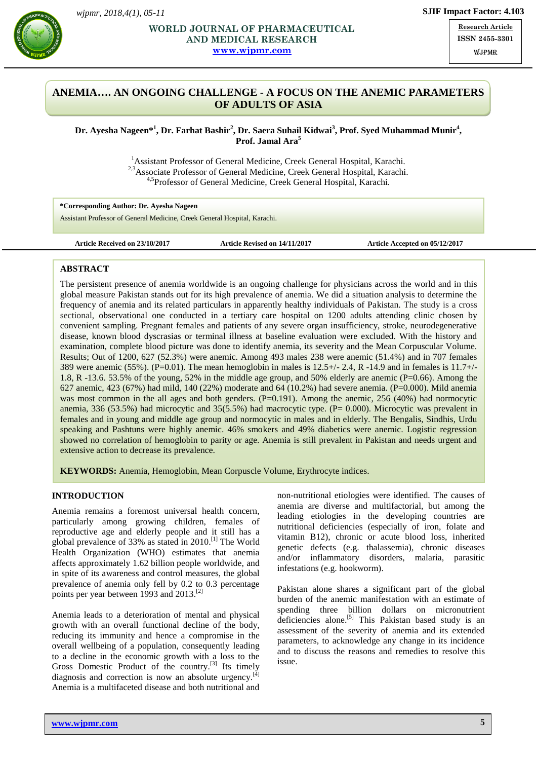Research Article

ISSN 2455-3301

WJPMR

# ANEMIA…. AN ONGOING CHALLENGE - A FOCUS ON THE ANEMIC PARAMETERS OF ADULTS OF ASIA

**Dr. Ayesha Nageen*[1], Dr. Farhat Bashir[2], Dr. Saera Suhail Kidwai[3], Prof. Syed Muhammad Munir[4], Prof. Jamal Ara[5]**

[1]Assistant Professor of General Medicine, Creek General Hospital, Karachi.
[2,3]Associate Professor of General Medicine, Creek General Hospital, Karachi.
[4,5]Professor of General Medicine, Creek General Hospital, Karachi.

**\*Corresponding Author: Dr. Ayesha Nageen**
Assistant Professor of General Medicine, Creek General Hospital, Karachi.

**Article Received on 23/10/2017** **Article Revised on 14/11/2017** **Article Accepted on 05/12/2017**

## ABSTRACT

The persistent presence of anemia worldwide is an ongoing challenge for physicians across the world and in this global measure Pakistan stands out for its high prevalence of anemia. We did a situation analysis to determine the frequency of anemia and its related particulars in apparently healthy individuals of Pakistan. The study is a cross sectional, observational one conducted in a tertiary care hospital on 1200 adults attending clinic chosen by convenient sampling. Pregnant females and patients of any severe organ insufficiency, stroke, neurodegenerative disease, known blood dyscrasias or terminal illness at baseline evaluation were excluded. With the history and examination, complete blood picture was done to identify anemia, its severity and the Mean Corpuscular Volume. Results; Out of 1200, 627 (52.3%) were anemic. Among 493 males 238 were anemic (51.4%) and in 707 females 389 were anemic (55%). (P=0.01). The mean hemoglobin in males is 12.5+/- 2.4, R -14.9 and in females is 11.7+/- 1.8, R -13.6. 53.5% of the young, 52% in the middle age group, and 50% elderly are anemic (P=0.66). Among the 627 anemic, 423 (67%) had mild, 140 (22%) moderate and 64 (10.2%) had severe anemia. (P=0.000). Mild anemia was most common in the all ages and both genders. (P=0.191). Among the anemic, 256 (40%) had normocytic anemia, 336 (53.5%) had microcytic and 35(5.5%) had macrocytic type. (P= 0.000). Microcytic was prevalent in females and in young and middle age group and normocytic in males and in elderly. The Bengalis, Sindhis, Urdu speaking and Pashtuns were highly anemic. 46% smokers and 49% diabetics were anemic. Logistic regression showed no correlation of hemoglobin to parity or age. Anemia is still prevalent in Pakistan and needs urgent and extensive action to decrease its prevalence.

**KEYWORDS:** Anemia, Hemoglobin, Mean Corpuscle Volume, Erythrocyte indices.

## INTRODUCTION

Anemia remains a foremost universal health concern, particularly among growing children, females of reproductive age and elderly people and it still has a global prevalence of 33% as stated in 2010.[1] The World Health Organization (WHO) estimates that anemia affects approximately 1.62 billion people worldwide, and in spite of its awareness and control measures, the global prevalence of anemia only fell by 0.2 to 0.3 percentage points per year between 1993 and 2013.[2]

Anemia leads to a deterioration of mental and physical growth with an overall functional decline of the body, reducing its immunity and hence a compromise in the overall wellbeing of a population, consequently leading to a decline in the economic growth with a loss to the Gross Domestic Product of the country.[3] Its timely diagnosis and correction is now an absolute urgency.[4] Anemia is a multifaceted disease and both nutritional and non-nutritional etiologies were identified. The causes of anemia are diverse and multifactorial, but among the leading etiologies in the developing countries are nutritional deficiencies (especially of iron, folate and vitamin B12), chronic or acute blood loss, inherited genetic defects (e.g. thalassemia), chronic diseases and/or inflammatory disorders, malaria, parasitic infestations (e.g. hookworm).

Pakistan alone shares a significant part of the global burden of the anemic manifestation with an estimate of spending three billion dollars on micronutrient deficiencies alone.[5] This Pakistan based study is an assessment of the severity of anemia and its extended parameters, to acknowledge any change in its incidence and to discuss the reasons and remedies to resolve this issue.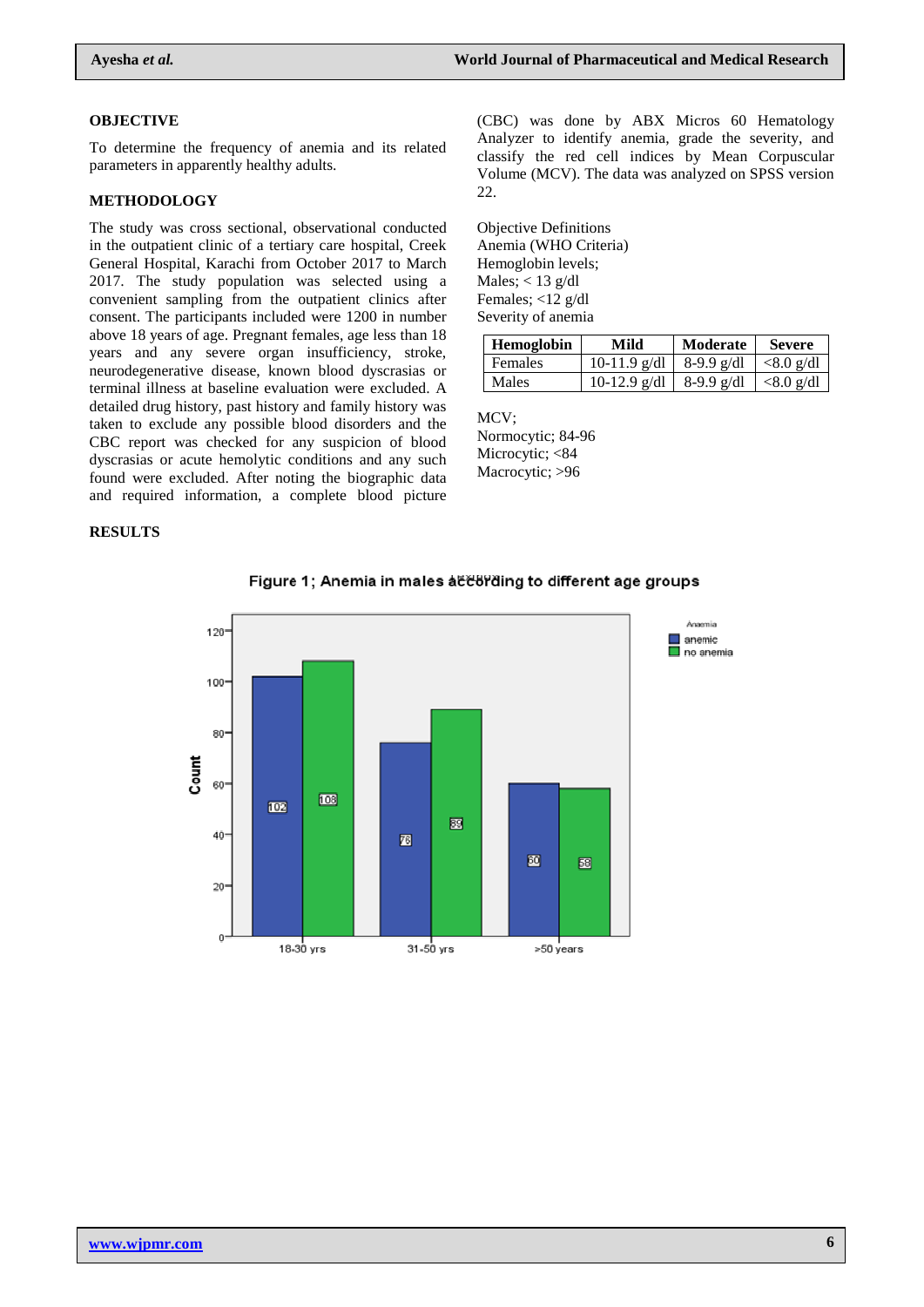## OBJECTIVE

To determine the frequency of anemia and its related parameters in apparently healthy adults.

## METHODOLOGY

The study was cross sectional, observational conducted in the outpatient clinic of a tertiary care hospital, Creek General Hospital, Karachi from October 2017 to March 2017. The study population was selected using a convenient sampling from the outpatient clinics after consent. The participants included were 1200 in number above 18 years of age. Pregnant females, age less than 18 years and any severe organ insufficiency, stroke, neurodegenerative disease, known blood dyscrasias or terminal illness at baseline evaluation were excluded. A detailed drug history, past history and family history was taken to exclude any possible blood disorders and the CBC report was checked for any suspicion of blood dyscrasias or acute hemolytic conditions and any such found were excluded. After noting the biographic data and required information, a complete blood picture (CBC) was done by ABX Micros 60 Hematology Analyzer to identify anemia, grade the severity, and classify the red cell indices by Mean Corpuscular Volume (MCV). The data was analyzed on SPSS version 22.

Objective Definitions
Anemia (WHO Criteria)
Hemoglobin levels;
Males; < 13 g/dl
Females; <12 g/dl
Severity of anemia

| Hemoglobin | Mild | Moderate | Severe |
|---|---|---|---|
| Females | 10-11.9 g/dl | 8-9.9 g/dl | <8.0 g/dl |
| Males | 10-12.9 g/dl | 8-9.9 g/dl | <8.0 g/dl |

MCV;
Normocytic; 84-96
Microcytic; <84
Macrocytic; >96

## RESULTS

Figure 1; Anemia in males according to different age groups

| Age group | anemic | no anemia |
|---|---|---|
| 18-30 yrs | 102 | 108 |
| 31-50 yrs | 76 | 89 |
| >50 years | 60 | 58 |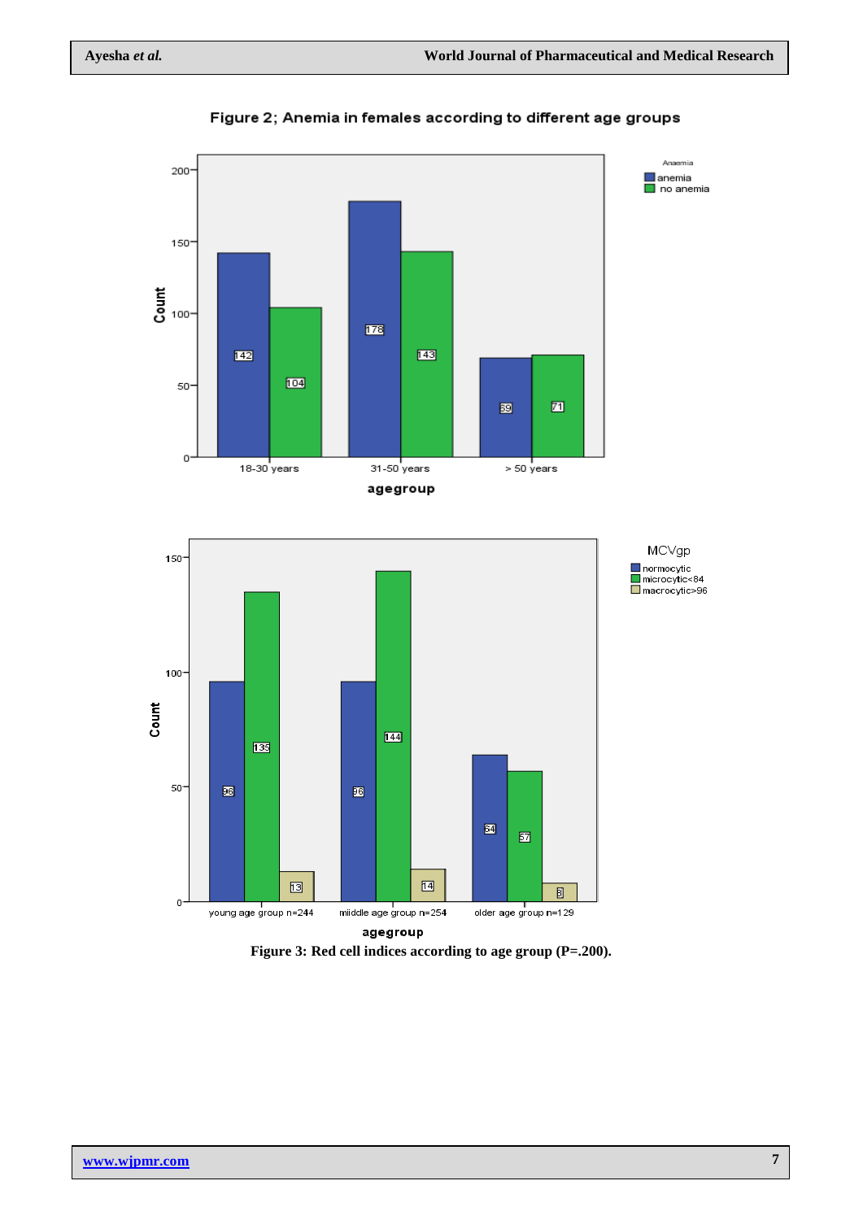Figure 2; Anemia in females according to different age groups

| agegroup | anemia | no anemia |
|---|---|---|
| 18-30 years | 142 | 104 |
| 31-50 years | 178 | 143 |
| > 50 years | 69 | 71 |

| agegroup | normocytic | microcytic<84 | macrocytic>96 |
|---|---|---|---|
| young age group n=244 | 96 | 135 | 13 |
| middle age group n=254 | 96 | 144 | 14 |
| older age group n=129 | 64 | 57 | 8 |

**Figure 3: Red cell indices according to age group (P=.200).**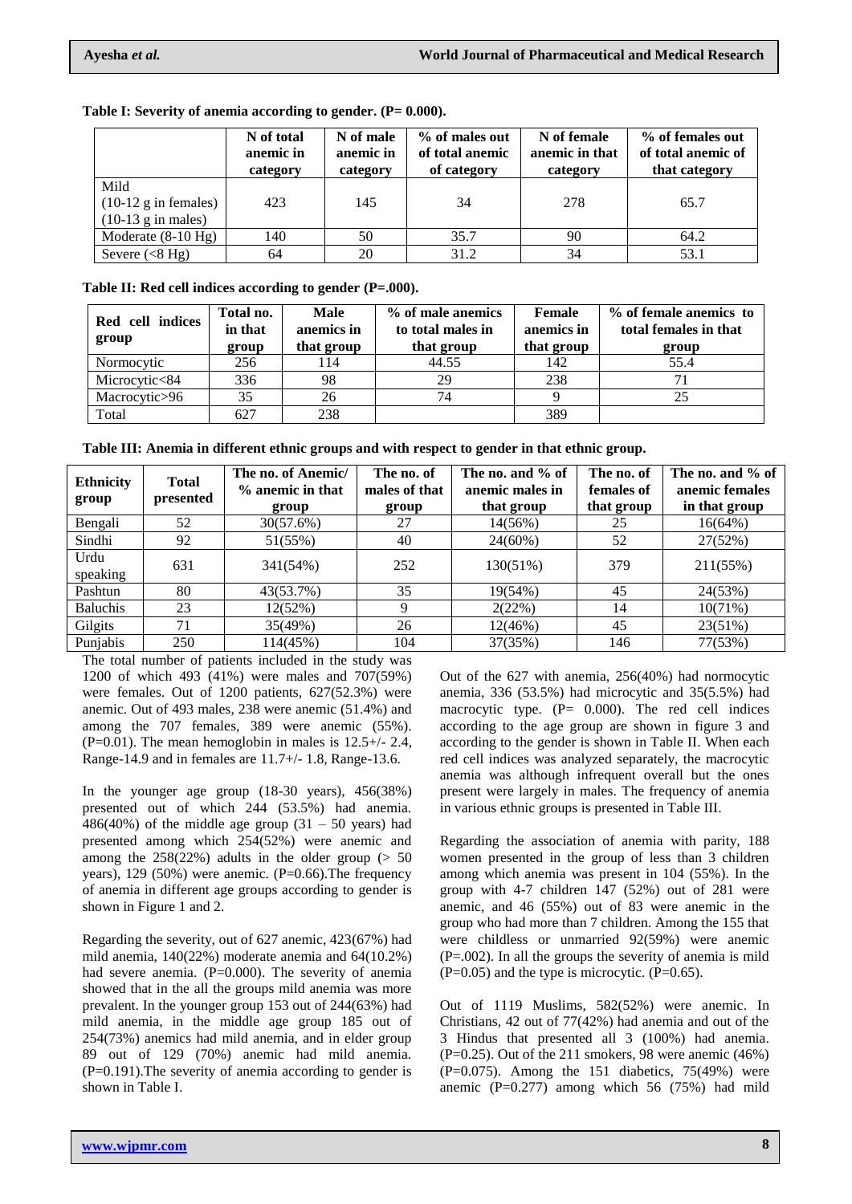**Table I: Severity of anemia according to gender. (P= 0.000).**

| | N of total anemic in category | N of male anemic in category | % of males out of total anemic of category | N of female anemic in that category | % of females out of total anemic of that category |
|---|---|---|---|---|---|
| Mild (10-12 g in females) (10-13 g in males) | 423 | 145 | 34 | 278 | 65.7 |
| Moderate (8-10 Hg) | 140 | 50 | 35.7 | 90 | 64.2 |
| Severe (<8 Hg) | 64 | 20 | 31.2 | 34 | 53.1 |

**Table II: Red cell indices according to gender (P=.000).**

| Red cell indices group | Total no. in that group | Male anemics in that group | % of male anemics to total males in that group | Female anemics in that group | % of female anemics to total females in that group |
|---|---|---|---|---|---|
| Normocytic | 256 | 114 | 44.55 | 142 | 55.4 |
| Microcytic<84 | 336 | 98 | 29 | 238 | 71 |
| Macrocytic>96 | 35 | 26 | 74 | 9 | 25 |
| Total | 627 | 238 | | 389 | |

**Table III: Anemia in different ethnic groups and with respect to gender in that ethnic group.**

| Ethnicity group | Total presented | The no. of Anemic/ % anemic in that group | The no. of males of that group | The no. and % of anemic males in that group | The no. of females of that group | The no. and % of anemic females in that group |
|---|---|---|---|---|---|---|
| Bengali | 52 | 30(57.6%) | 27 | 14(56%) | 25 | 16(64%) |
| Sindhi | 92 | 51(55%) | 40 | 24(60%) | 52 | 27(52%) |
| Urdu speaking | 631 | 341(54%) | 252 | 130(51%) | 379 | 211(55%) |
| Pashtun | 80 | 43(53.7%) | 35 | 19(54%) | 45 | 24(53%) |
| Baluchis | 23 | 12(52%) | 9 | 2(22%) | 14 | 10(71%) |
| Gilgits | 71 | 35(49%) | 26 | 12(46%) | 45 | 23(51%) |
| Punjabis | 250 | 114(45%) | 104 | 37(35%) | 146 | 77(53%) |

The total number of patients included in the study was 1200 of which 493 (41%) were males and 707(59%) were females. Out of 1200 patients, 627(52.3%) were anemic. Out of 493 males, 238 were anemic (51.4%) and among the 707 females, 389 were anemic (55%). (P=0.01). The mean hemoglobin in males is 12.5+/- 2.4, Range-14.9 and in females are 11.7+/- 1.8, Range-13.6.

In the younger age group (18-30 years), 456(38%) presented out of which 244 (53.5%) had anemia. 486(40%) of the middle age group (31 – 50 years) had presented among which 254(52%) were anemic and among the 258(22%) adults in the older group (> 50 years), 129 (50%) were anemic. (P=0.66).The frequency of anemia in different age groups according to gender is shown in Figure 1 and 2.

Regarding the severity, out of 627 anemic, 423(67%) had mild anemia, 140(22%) moderate anemia and 64(10.2%) had severe anemia. (P=0.000). The severity of anemia showed that in the all the groups mild anemia was more prevalent. In the younger group 153 out of 244(63%) had mild anemia, in the middle age group 185 out of 254(73%) anemics had mild anemia, and in elder group 89 out of 129 (70%) anemic had mild anemia. (P=0.191).The severity of anemia according to gender is shown in Table I.

Out of the 627 with anemia, 256(40%) had normocytic anemia, 336 (53.5%) had microcytic and 35(5.5%) had macrocytic type. (P= 0.000). The red cell indices according to the age group are shown in figure 3 and according to the gender is shown in Table II. When each red cell indices was analyzed separately, the macrocytic anemia was although infrequent overall but the ones present were largely in males. The frequency of anemia in various ethnic groups is presented in Table III.

Regarding the association of anemia with parity, 188 women presented in the group of less than 3 children among which anemia was present in 104 (55%). In the group with 4-7 children 147 (52%) out of 281 were anemic, and 46 (55%) out of 83 were anemic in the group who had more than 7 children. Among the 155 that were childless or unmarried 92(59%) were anemic (P=.002). In all the groups the severity of anemia is mild (P=0.05) and the type is microcytic. (P=0.65).

Out of 1119 Muslims, 582(52%) were anemic. In Christians, 42 out of 77(42%) had anemia and out of the 3 Hindus that presented all 3 (100%) had anemia. (P=0.25). Out of the 211 smokers, 98 were anemic (46%) (P=0.075). Among the 151 diabetics, 75(49%) were anemic (P=0.277) among which 56 (75%) had mild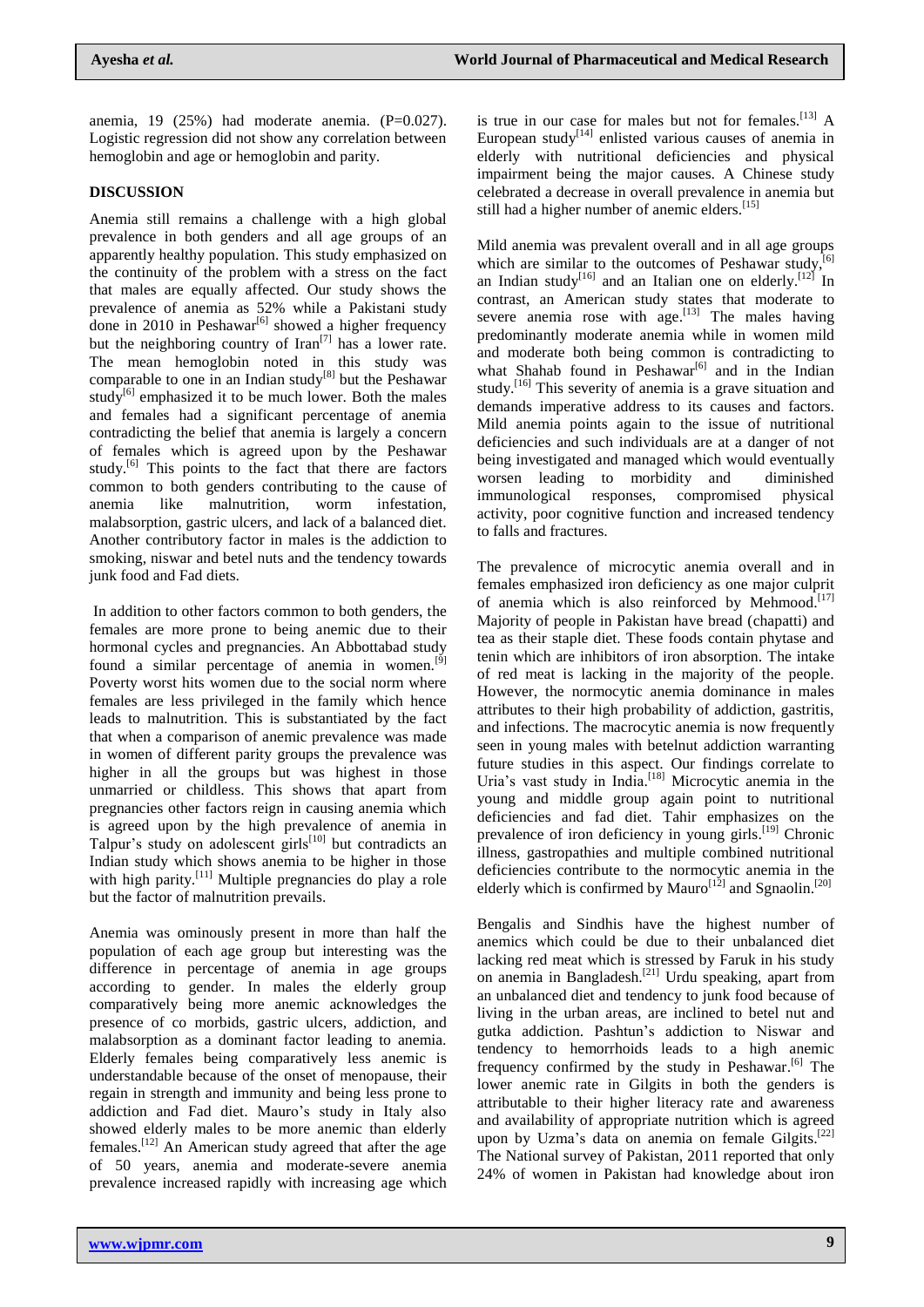anemia, 19 (25%) had moderate anemia. (P=0.027). Logistic regression did not show any correlation between hemoglobin and age or hemoglobin and parity.

## DISCUSSION

Anemia still remains a challenge with a high global prevalence in both genders and all age groups of an apparently healthy population. This study emphasized on the continuity of the problem with a stress on the fact that males are equally affected. Our study shows the prevalence of anemia as 52% while a Pakistani study done in 2010 in Peshawar[6] showed a higher frequency but the neighboring country of Iran[7] has a lower rate. The mean hemoglobin noted in this study was comparable to one in an Indian study[8] but the Peshawar study[6] emphasized it to be much lower. Both the males and females had a significant percentage of anemia contradicting the belief that anemia is largely a concern of females which is agreed upon by the Peshawar study.[6] This points to the fact that there are factors common to both genders contributing to the cause of anemia like malnutrition, worm infestation, malabsorption, gastric ulcers, and lack of a balanced diet. Another contributory factor in males is the addiction to smoking, niswar and betel nuts and the tendency towards junk food and Fad diets.

In addition to other factors common to both genders, the females are more prone to being anemic due to their hormonal cycles and pregnancies. An Abbottabad study found a similar percentage of anemia in women.[9] Poverty worst hits women due to the social norm where females are less privileged in the family which hence leads to malnutrition. This is substantiated by the fact that when a comparison of anemic prevalence was made in women of different parity groups the prevalence was higher in all the groups but was highest in those unmarried or childless. This shows that apart from pregnancies other factors reign in causing anemia which is agreed upon by the high prevalence of anemia in Talpur's study on adolescent girls[10] but contradicts an Indian study which shows anemia to be higher in those with high parity.[11] Multiple pregnancies do play a role but the factor of malnutrition prevails.

Anemia was ominously present in more than half the population of each age group but interesting was the difference in percentage of anemia in age groups according to gender. In males the elderly group comparatively being more anemic acknowledges the presence of co morbids, gastric ulcers, addiction, and malabsorption as a dominant factor leading to anemia. Elderly females being comparatively less anemic is understandable because of the onset of menopause, their regain in strength and immunity and being less prone to addiction and Fad diet. Mauro's study in Italy also showed elderly males to be more anemic than elderly females.[12] An American study agreed that after the age of 50 years, anemia and moderate-severe anemia prevalence increased rapidly with increasing age which is true in our case for males but not for females.[13] A European study[14] enlisted various causes of anemia in elderly with nutritional deficiencies and physical impairment being the major causes. A Chinese study celebrated a decrease in overall prevalence in anemia but still had a higher number of anemic elders.[15]

Mild anemia was prevalent overall and in all age groups which are similar to the outcomes of Peshawar study,[6] an Indian study[16] and an Italian one on elderly.[12] In contrast, an American study states that moderate to severe anemia rose with age.[13] The males having predominantly moderate anemia while in women mild and moderate both being common is contradicting to what Shahab found in Peshawar[6] and in the Indian study.[16] This severity of anemia is a grave situation and demands imperative address to its causes and factors. Mild anemia points again to the issue of nutritional deficiencies and such individuals are at a danger of not being investigated and managed which would eventually worsen leading to morbidity and diminished immunological responses, compromised physical activity, poor cognitive function and increased tendency to falls and fractures.

The prevalence of microcytic anemia overall and in females emphasized iron deficiency as one major culprit of anemia which is also reinforced by Mehmood.[17] Majority of people in Pakistan have bread (chapatti) and tea as their staple diet. These foods contain phytase and tenin which are inhibitors of iron absorption. The intake of red meat is lacking in the majority of the people. However, the normocytic anemia dominance in males attributes to their high probability of addiction, gastritis, and infections. The macrocytic anemia is now frequently seen in young males with betelnut addiction warranting future studies in this aspect. Our findings correlate to Uria's vast study in India.[18] Microcytic anemia in the young and middle group again point to nutritional deficiencies and fad diet. Tahir emphasizes on the prevalence of iron deficiency in young girls.[19] Chronic illness, gastropathies and multiple combined nutritional deficiencies contribute to the normocytic anemia in the elderly which is confirmed by Mauro[12] and Sgnaolin.[20]

Bengalis and Sindhis have the highest number of anemics which could be due to their unbalanced diet lacking red meat which is stressed by Faruk in his study on anemia in Bangladesh.[21] Urdu speaking, apart from an unbalanced diet and tendency to junk food because of living in the urban areas, are inclined to betel nut and gutka addiction. Pashtun's addiction to Niswar and tendency to hemorrhoids leads to a high anemic frequency confirmed by the study in Peshawar.[6] The lower anemic rate in Gilgits in both the genders is attributable to their higher literacy rate and awareness and availability of appropriate nutrition which is agreed upon by Uzma's data on anemia on female Gilgits.[22] The National survey of Pakistan, 2011 reported that only 24% of women in Pakistan had knowledge about iron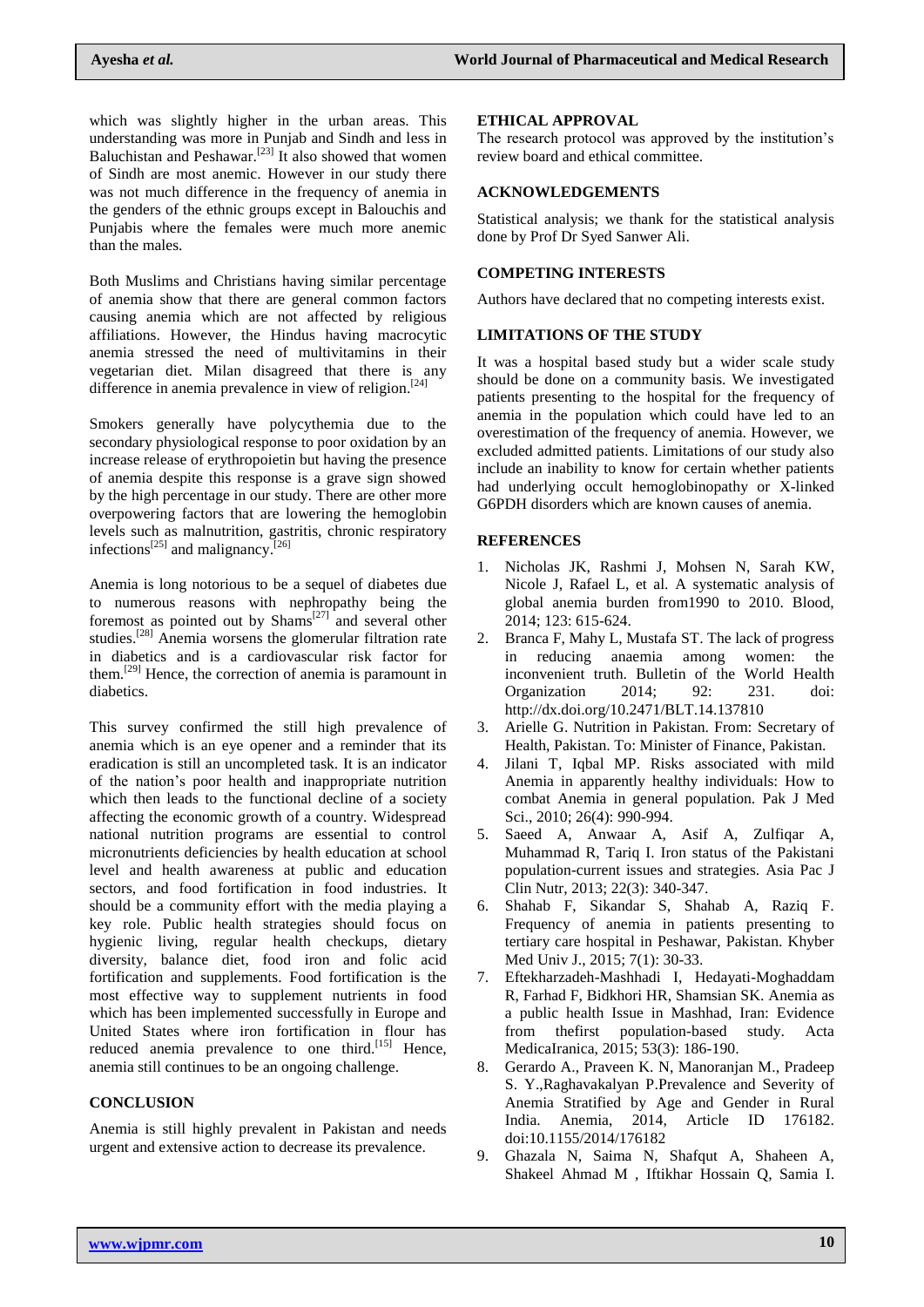which was slightly higher in the urban areas. This understanding was more in Punjab and Sindh and less in Baluchistan and Peshawar.[23] It also showed that women of Sindh are most anemic. However in our study there was not much difference in the frequency of anemia in the genders of the ethnic groups except in Balouchis and Punjabis where the females were much more anemic than the males.

Both Muslims and Christians having similar percentage of anemia show that there are general common factors causing anemia which are not affected by religious affiliations. However, the Hindus having macrocytic anemia stressed the need of multivitamins in their vegetarian diet. Milan disagreed that there is any difference in anemia prevalence in view of religion.[24]

Smokers generally have polycythemia due to the secondary physiological response to poor oxidation by an increase release of erythropoietin but having the presence of anemia despite this response is a grave sign showed by the high percentage in our study. There are other more overpowering factors that are lowering the hemoglobin levels such as malnutrition, gastritis, chronic respiratory infections[25] and malignancy.[26]

Anemia is long notorious to be a sequel of diabetes due to numerous reasons with nephropathy being the foremost as pointed out by Shams[27] and several other studies.[28] Anemia worsens the glomerular filtration rate in diabetics and is a cardiovascular risk factor for them.[29] Hence, the correction of anemia is paramount in diabetics.

This survey confirmed the still high prevalence of anemia which is an eye opener and a reminder that its eradication is still an uncompleted task. It is an indicator of the nation's poor health and inappropriate nutrition which then leads to the functional decline of a society affecting the economic growth of a country. Widespread national nutrition programs are essential to control micronutrients deficiencies by health education at school level and health awareness at public and education sectors, and food fortification in food industries. It should be a community effort with the media playing a key role. Public health strategies should focus on hygienic living, regular health checkups, dietary diversity, balance diet, food iron and folic acid fortification and supplements. Food fortification is the most effective way to supplement nutrients in food which has been implemented successfully in Europe and United States where iron fortification in flour has reduced anemia prevalence to one third.[15] Hence, anemia still continues to be an ongoing challenge.

## CONCLUSION

Anemia is still highly prevalent in Pakistan and needs urgent and extensive action to decrease its prevalence.

## ETHICAL APPROVAL

The research protocol was approved by the institution's review board and ethical committee.

## ACKNOWLEDGEMENTS

Statistical analysis; we thank for the statistical analysis done by Prof Dr Syed Sanwer Ali.

## COMPETING INTERESTS

Authors have declared that no competing interests exist.

## LIMITATIONS OF THE STUDY

It was a hospital based study but a wider scale study should be done on a community basis. We investigated patients presenting to the hospital for the frequency of anemia in the population which could have led to an overestimation of the frequency of anemia. However, we excluded admitted patients. Limitations of our study also include an inability to know for certain whether patients had underlying occult hemoglobinopathy or X-linked G6PDH disorders which are known causes of anemia.

## REFERENCES

1. Nicholas JK, Rashmi J, Mohsen N, Sarah KW, Nicole J, Rafael L, et al. A systematic analysis of global anemia burden from1990 to 2010. Blood, 2014; 123: 615-624.
2. Branca F, Mahy L, Mustafa ST. The lack of progress in reducing anaemia among women: the inconvenient truth. Bulletin of the World Health Organization 2014; 92: 231. doi: http://dx.doi.org/10.2471/BLT.14.137810
3. Arielle G. Nutrition in Pakistan. From: Secretary of Health, Pakistan. To: Minister of Finance, Pakistan.
4. Jilani T, Iqbal MP. Risks associated with mild Anemia in apparently healthy individuals: How to combat Anemia in general population. Pak J Med Sci., 2010; 26(4): 990-994.
5. Saeed A, Anwaar A, Asif A, Zulfiqar A, Muhammad R, Tariq I. Iron status of the Pakistani population-current issues and strategies. Asia Pac J Clin Nutr, 2013; 22(3): 340-347.
6. Shahab F, Sikandar S, Shahab A, Raziq F. Frequency of anemia in patients presenting to tertiary care hospital in Peshawar, Pakistan. Khyber Med Univ J., 2015; 7(1): 30-33.
7. Eftekharzadeh-Mashhadi I, Hedayati-Moghaddam R, Farhad F, Bidkhori HR, Shamsian SK. Anemia as a public health Issue in Mashhad, Iran: Evidence from thefirst population-based study. Acta MedicaIranica, 2015; 53(3): 186-190.
8. Gerardo A., Praveen K. N, Manoranjan M., Pradeep S. Y.,Raghavakalyan P.Prevalence and Severity of Anemia Stratified by Age and Gender in Rural India. Anemia, 2014, Article ID 176182. doi:10.1155/2014/176182
9. Ghazala N, Saima N, Shafqut A, Shaheen A, Shakeel Ahmad M , Iftikhar Hossain Q, Samia I.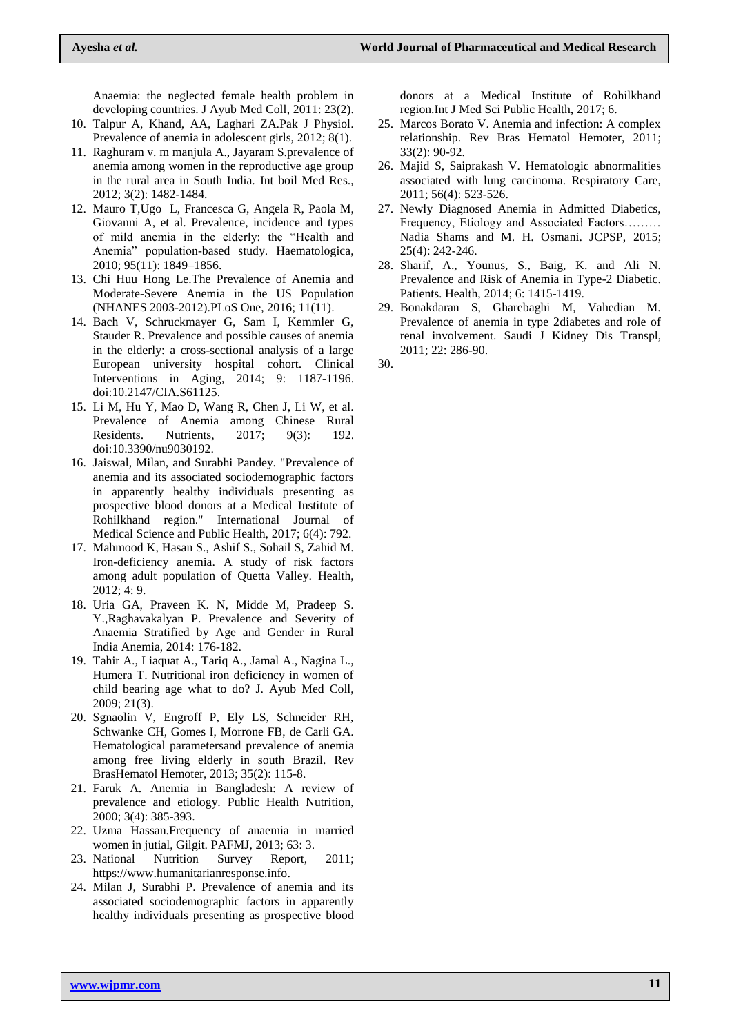Anaemia: the neglected female health problem in developing countries. J Ayub Med Coll, 2011: 23(2).

10. Talpur A, Khand, AA, Laghari ZA.Pak J Physiol. Prevalence of anemia in adolescent girls, 2012; 8(1).
11. Raghuram v. m manjula A., Jayaram S.prevalence of anemia among women in the reproductive age group in the rural area in South India. Int boil Med Res., 2012; 3(2): 1482-1484.
12. Mauro T,Ugo L, Francesca G, Angela R, Paola M, Giovanni A, et al. Prevalence, incidence and types of mild anemia in the elderly: the "Health and Anemia" population-based study. Haematologica, 2010; 95(11): 1849–1856.
13. Chi Huu Hong Le.The Prevalence of Anemia and Moderate-Severe Anemia in the US Population (NHANES 2003-2012).PLoS One, 2016; 11(11).
14. Bach V, Schruckmayer G, Sam I, Kemmler G, Stauder R. Prevalence and possible causes of anemia in the elderly: a cross-sectional analysis of a large European university hospital cohort. Clinical Interventions in Aging, 2014; 9: 1187-1196. doi:10.2147/CIA.S61125.
15. Li M, Hu Y, Mao D, Wang R, Chen J, Li W, et al. Prevalence of Anemia among Chinese Rural Residents. Nutrients, 2017; 9(3): 192. doi:10.3390/nu9030192.
16. Jaiswal, Milan, and Surabhi Pandey. "Prevalence of anemia and its associated sociodemographic factors in apparently healthy individuals presenting as prospective blood donors at a Medical Institute of Rohilkhand region." International Journal of Medical Science and Public Health, 2017; 6(4): 792.
17. Mahmood K, Hasan S., Ashif S., Sohail S, Zahid M. Iron-deficiency anemia. A study of risk factors among adult population of Quetta Valley. Health, 2012; 4: 9.
18. Uria GA, Praveen K. N, Midde M, Pradeep S. Y.,Raghavakalyan P. Prevalence and Severity of Anaemia Stratified by Age and Gender in Rural India Anemia, 2014: 176-182.
19. Tahir A., Liaquat A., Tariq A., Jamal A., Nagina L., Humera T. Nutritional iron deficiency in women of child bearing age what to do? J. Ayub Med Coll, 2009; 21(3).
20. Sgnaolin V, Engroff P, Ely LS, Schneider RH, Schwanke CH, Gomes I, Morrone FB, de Carli GA. Hematological parametersand prevalence of anemia among free living elderly in south Brazil. Rev BrasHematol Hemoter, 2013; 35(2): 115-8.
21. Faruk A. Anemia in Bangladesh: A review of prevalence and etiology. Public Health Nutrition, 2000; 3(4): 385-393.
22. Uzma Hassan.Frequency of anaemia in married women in jutial, Gilgit. PAFMJ, 2013; 63: 3.
23. National Nutrition Survey Report, 2011; https://www.humanitarianresponse.info.
24. Milan J, Surabhi P. Prevalence of anemia and its associated sociodemographic factors in apparently healthy individuals presenting as prospective blood donors at a Medical Institute of Rohilkhand region.Int J Med Sci Public Health, 2017; 6.
25. Marcos Borato V. Anemia and infection: A complex relationship. Rev Bras Hematol Hemoter, 2011; 33(2): 90-92.
26. Majid S, Saiprakash V. Hematologic abnormalities associated with lung carcinoma. Respiratory Care, 2011; 56(4): 523-526.
27. Newly Diagnosed Anemia in Admitted Diabetics, Frequency, Etiology and Associated Factors……… Nadia Shams and M. H. Osmani. JCPSP, 2015; 25(4): 242-246.
28. Sharif, A., Younus, S., Baig, K. and Ali N. Prevalence and Risk of Anemia in Type-2 Diabetic. Patients. Health, 2014; 6: 1415-1419.
29. Bonakdaran S, Gharebaghi M, Vahedian M. Prevalence of anemia in type 2diabetes and role of renal involvement. Saudi J Kidney Dis Transpl, 2011; 22: 286-90.
30.